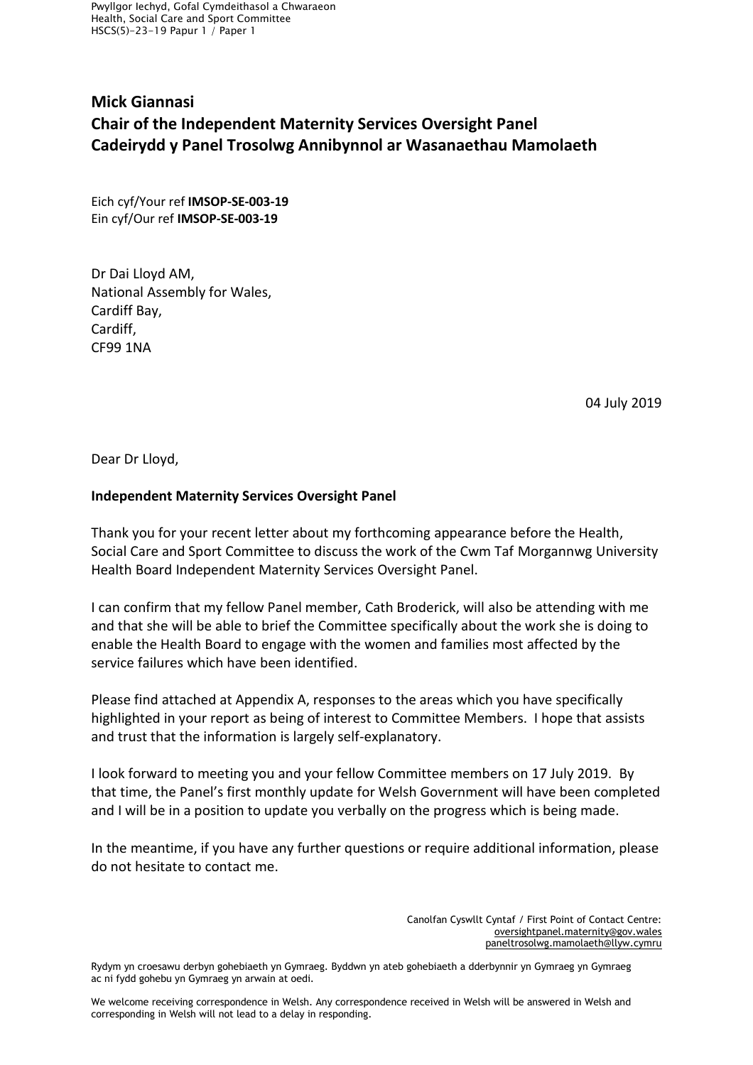Pwyllgor Iechyd, Gofal Cymdeithasol a Chwaraeon
Health, Social Care and Sport Committee
HSCS(5)-23-19 Papur 1 / Paper 1

**Mick Giannasi**
**Chair of the Independent Maternity Services Oversight Panel**
**Cadeirydd y Panel Trosolwg Annibynnol ar Wasanaethau Mamolaeth**

Eich cyf/Your ref **IMSOP-SE-003-19**
Ein cyf/Our ref **IMSOP-SE-003-19**

Dr Dai Lloyd AM,
National Assembly for Wales,
Cardiff Bay,
Cardiff,
CF99 1NA

04 July 2019

Dear Dr Lloyd,

**Independent Maternity Services Oversight Panel**

Thank you for your recent letter about my forthcoming appearance before the Health, Social Care and Sport Committee to discuss the work of the Cwm Taf Morgannwg University Health Board Independent Maternity Services Oversight Panel.

I can confirm that my fellow Panel member, Cath Broderick, will also be attending with me and that she will be able to brief the Committee specifically about the work she is doing to enable the Health Board to engage with the women and families most affected by the service failures which have been identified.

Please find attached at Appendix A, responses to the areas which you have specifically highlighted in your report as being of interest to Committee Members. I hope that assists and trust that the information is largely self-explanatory.

I look forward to meeting you and your fellow Committee members on 17 July 2019. By that time, the Panel's first monthly update for Welsh Government will have been completed and I will be in a position to update you verbally on the progress which is being made.

In the meantime, if you have any further questions or require additional information, please do not hesitate to contact me.

Canolfan Cyswllt Cyntaf / First Point of Contact Centre:
oversightpanel.maternity@gov.wales
paneltrosolwg.mamolaeth@llyw.cymru

Rydym yn croesawu derbyn gohebiaeth yn Gymraeg. Byddwn yn ateb gohebiaeth a dderbynnir yn Gymraeg yn Gymraeg ac ni fydd gohebu yn Gymraeg yn arwain at oedi.

We welcome receiving correspondence in Welsh. Any correspondence received in Welsh will be answered in Welsh and corresponding in Welsh will not lead to a delay in responding.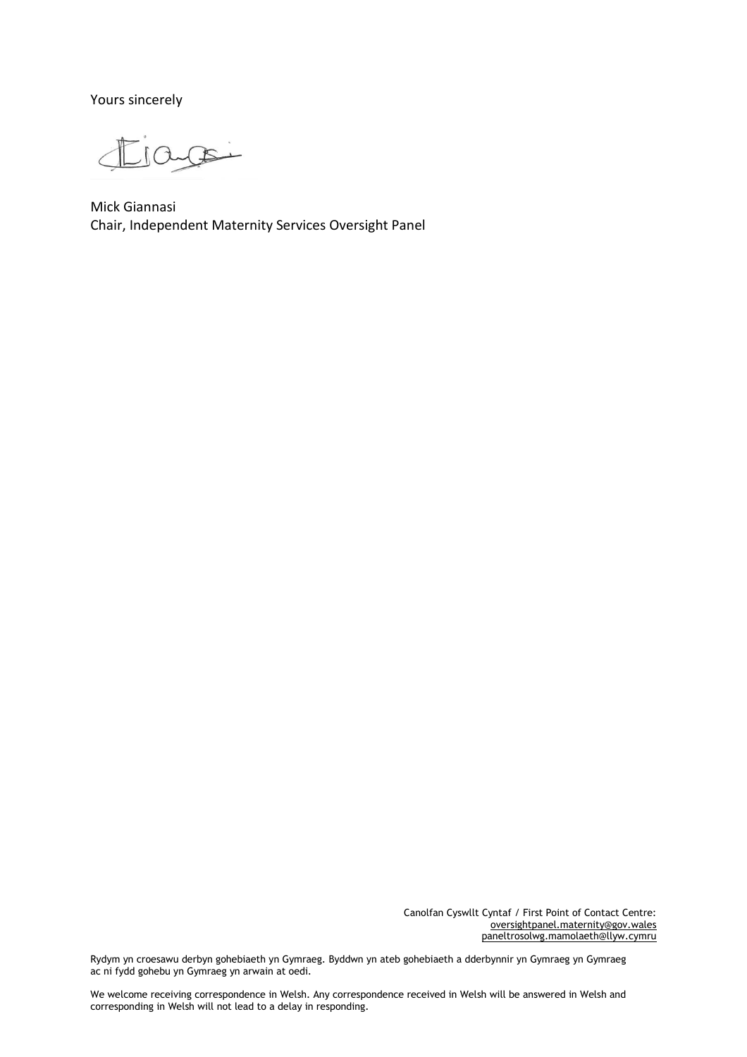Yours sincerely

Mick Giannasi
Chair, Independent Maternity Services Oversight Panel

Canolfan Cyswllt Cyntaf / First Point of Contact Centre:
oversightpanel.maternity@gov.wales
paneltrosolwg.mamolaeth@llyw.cymru

Rydym yn croesawu derbyn gohebiaeth yn Gymraeg. Byddwn yn ateb gohebiaeth a dderbynnir yn Gymraeg yn Gymraeg ac ni fydd gohebu yn Gymraeg yn arwain at oedi.

We welcome receiving correspondence in Welsh. Any correspondence received in Welsh will be answered in Welsh and corresponding in Welsh will not lead to a delay in responding.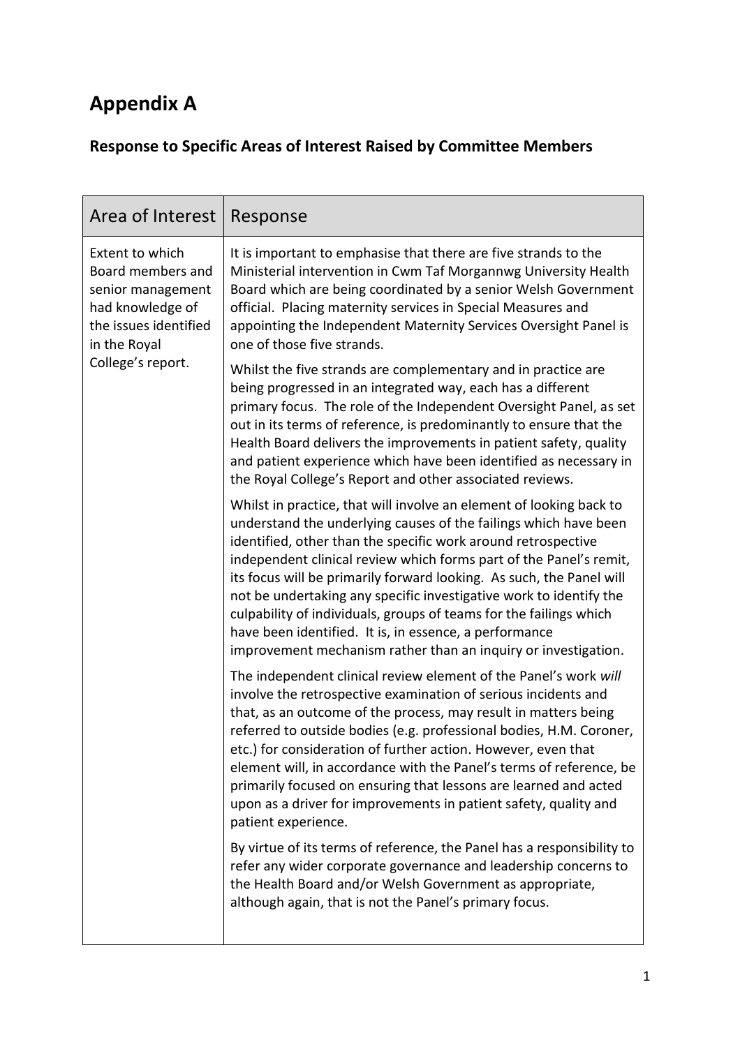# Appendix A

## Response to Specific Areas of Interest Raised by Committee Members

| Area of Interest | Response |
|---|---|
| Extent to which Board members and senior management had knowledge of the issues identified in the Royal College's report. | It is important to emphasise that there are five strands to the Ministerial intervention in Cwm Taf Morgannwg University Health Board which are being coordinated by a senior Welsh Government official. Placing maternity services in Special Measures and appointing the Independent Maternity Services Oversight Panel is one of those five strands.<br><br>Whilst the five strands are complementary and in practice are being progressed in an integrated way, each has a different primary focus. The role of the Independent Oversight Panel, as set out in its terms of reference, is predominantly to ensure that the Health Board delivers the improvements in patient safety, quality and patient experience which have been identified as necessary in the Royal College's Report and other associated reviews.<br><br>Whilst in practice, that will involve an element of looking back to understand the underlying causes of the failings which have been identified, other than the specific work around retrospective independent clinical review which forms part of the Panel's remit, its focus will be primarily forward looking. As such, the Panel will not be undertaking any specific investigative work to identify the culpability of individuals, groups of teams for the failings which have been identified. It is, in essence, a performance improvement mechanism rather than an inquiry or investigation.<br><br>The independent clinical review element of the Panel's work *will* involve the retrospective examination of serious incidents and that, as an outcome of the process, may result in matters being referred to outside bodies (e.g. professional bodies, H.M. Coroner, etc.) for consideration of further action. However, even that element will, in accordance with the Panel's terms of reference, be primarily focused on ensuring that lessons are learned and acted upon as a driver for improvements in patient safety, quality and patient experience.<br><br>By virtue of its terms of reference, the Panel has a responsibility to refer any wider corporate governance and leadership concerns to the Health Board and/or Welsh Government as appropriate, although again, that is not the Panel's primary focus. |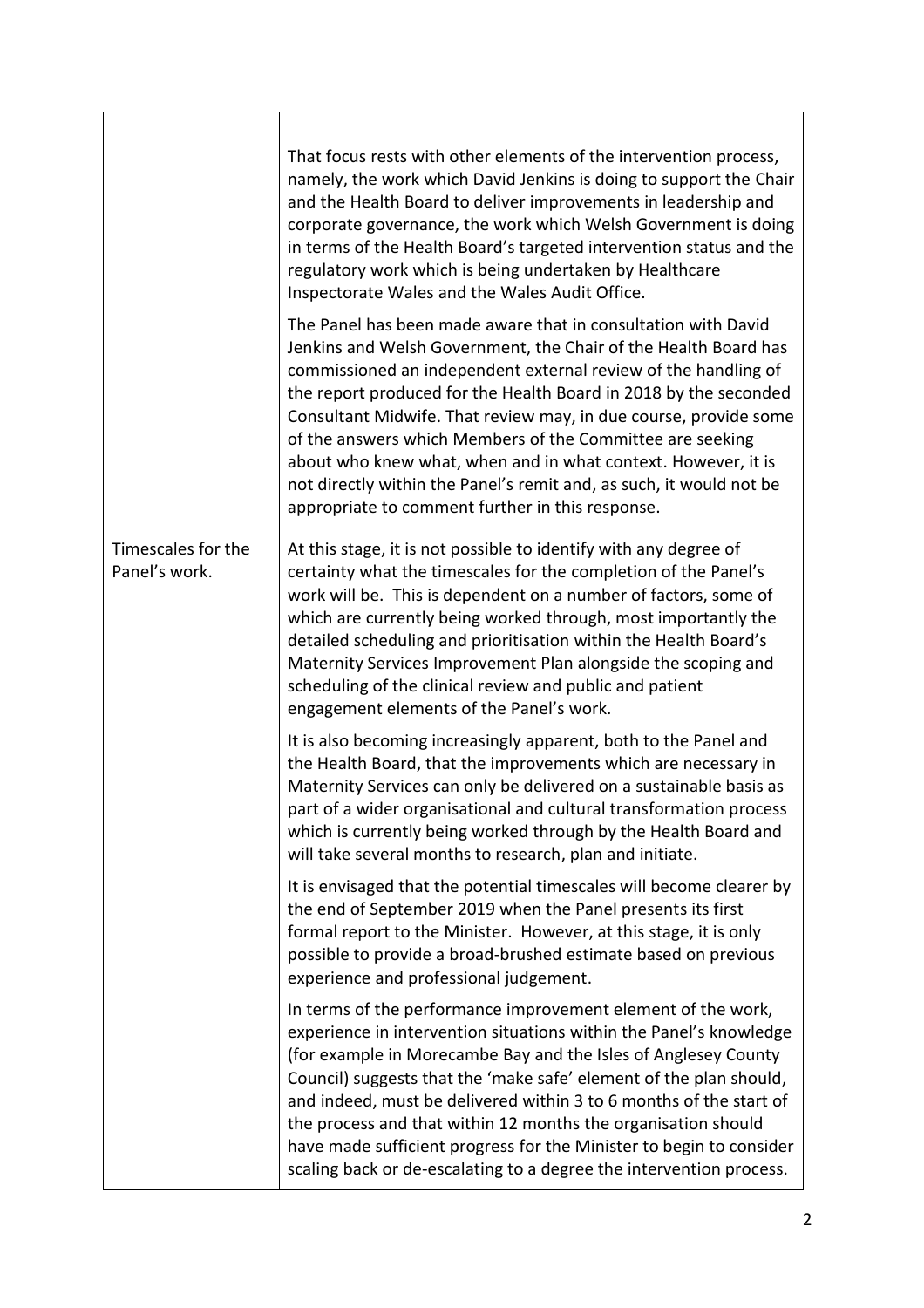| | |
|---|---|
| | That focus rests with other elements of the intervention process, namely, the work which David Jenkins is doing to support the Chair and the Health Board to deliver improvements in leadership and corporate governance, the work which Welsh Government is doing in terms of the Health Board's targeted intervention status and the regulatory work which is being undertaken by Healthcare Inspectorate Wales and the Wales Audit Office.<br><br>The Panel has been made aware that in consultation with David Jenkins and Welsh Government, the Chair of the Health Board has commissioned an independent external review of the handling of the report produced for the Health Board in 2018 by the seconded Consultant Midwife. That review may, in due course, provide some of the answers which Members of the Committee are seeking about who knew what, when and in what context. However, it is not directly within the Panel's remit and, as such, it would not be appropriate to comment further in this response. |
| Timescales for the Panel's work. | At this stage, it is not possible to identify with any degree of certainty what the timescales for the completion of the Panel's work will be. This is dependent on a number of factors, some of which are currently being worked through, most importantly the detailed scheduling and prioritisation within the Health Board's Maternity Services Improvement Plan alongside the scoping and scheduling of the clinical review and public and patient engagement elements of the Panel's work.<br><br>It is also becoming increasingly apparent, both to the Panel and the Health Board, that the improvements which are necessary in Maternity Services can only be delivered on a sustainable basis as part of a wider organisational and cultural transformation process which is currently being worked through by the Health Board and will take several months to research, plan and initiate.<br><br>It is envisaged that the potential timescales will become clearer by the end of September 2019 when the Panel presents its first formal report to the Minister. However, at this stage, it is only possible to provide a broad-brushed estimate based on previous experience and professional judgement.<br><br>In terms of the performance improvement element of the work, experience in intervention situations within the Panel's knowledge (for example in Morecambe Bay and the Isles of Anglesey County Council) suggests that the 'make safe' element of the plan should, and indeed, must be delivered within 3 to 6 months of the start of the process and that within 12 months the organisation should have made sufficient progress for the Minister to begin to consider scaling back or de-escalating to a degree the intervention process. |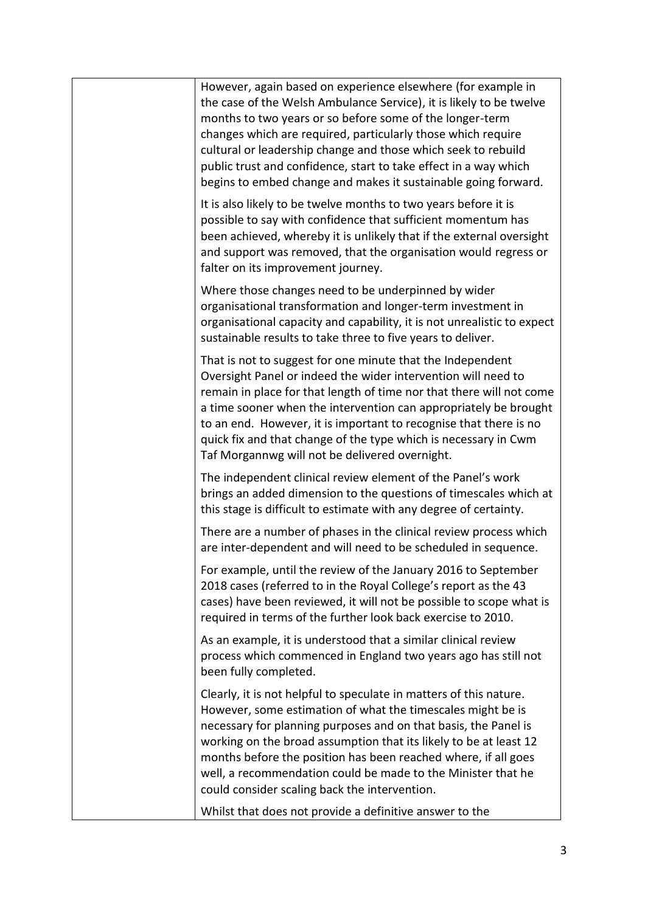| | |
|---|---|
| | However, again based on experience elsewhere (for example in the case of the Welsh Ambulance Service), it is likely to be twelve months to two years or so before some of the longer-term changes which are required, particularly those which require cultural or leadership change and those which seek to rebuild public trust and confidence, start to take effect in a way which begins to embed change and makes it sustainable going forward.<br><br>It is also likely to be twelve months to two years before it is possible to say with confidence that sufficient momentum has been achieved, whereby it is unlikely that if the external oversight and support was removed, that the organisation would regress or falter on its improvement journey.<br><br>Where those changes need to be underpinned by wider organisational transformation and longer-term investment in organisational capacity and capability, it is not unrealistic to expect sustainable results to take three to five years to deliver.<br><br>That is not to suggest for one minute that the Independent Oversight Panel or indeed the wider intervention will need to remain in place for that length of time nor that there will not come a time sooner when the intervention can appropriately be brought to an end. However, it is important to recognise that there is no quick fix and that change of the type which is necessary in Cwm Taf Morgannwg will not be delivered overnight.<br><br>The independent clinical review element of the Panel's work brings an added dimension to the questions of timescales which at this stage is difficult to estimate with any degree of certainty.<br><br>There are a number of phases in the clinical review process which are inter-dependent and will need to be scheduled in sequence.<br><br>For example, until the review of the January 2016 to September 2018 cases (referred to in the Royal College's report as the 43 cases) have been reviewed, it will not be possible to scope what is required in terms of the further look back exercise to 2010.<br><br>As an example, it is understood that a similar clinical review process which commenced in England two years ago has still not been fully completed.<br><br>Clearly, it is not helpful to speculate in matters of this nature. However, some estimation of what the timescales might be is necessary for planning purposes and on that basis, the Panel is working on the broad assumption that its likely to be at least 12 months before the position has been reached where, if all goes well, a recommendation could be made to the Minister that he could consider scaling back the intervention.<br><br>Whilst that does not provide a definitive answer to the |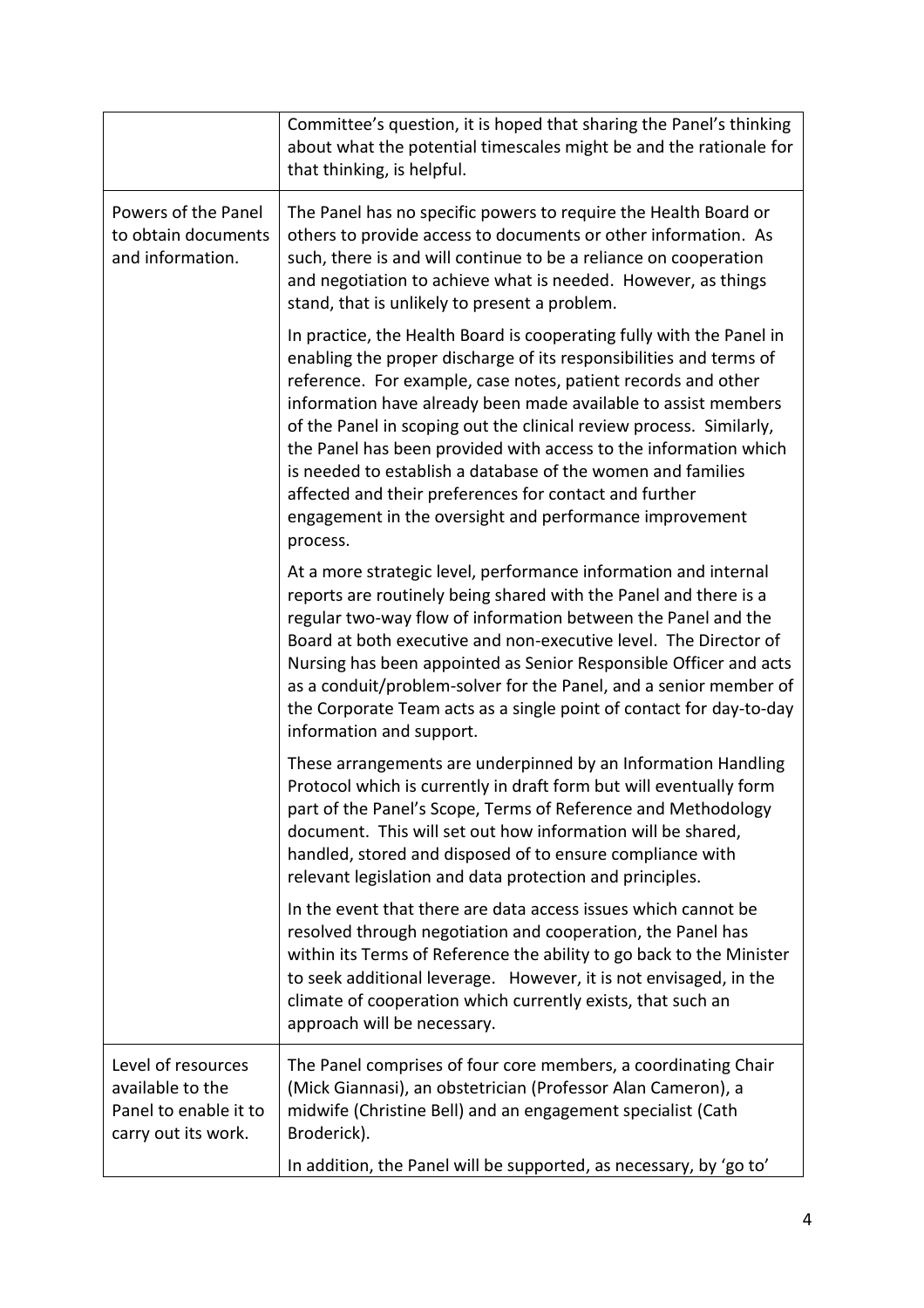| | |
|---|---|
| | Committee's question, it is hoped that sharing the Panel's thinking about what the potential timescales might be and the rationale for that thinking, is helpful. |
| Powers of the Panel to obtain documents and information. | The Panel has no specific powers to require the Health Board or others to provide access to documents or other information. As such, there is and will continue to be a reliance on cooperation and negotiation to achieve what is needed. However, as things stand, that is unlikely to present a problem.<br><br>In practice, the Health Board is cooperating fully with the Panel in enabling the proper discharge of its responsibilities and terms of reference. For example, case notes, patient records and other information have already been made available to assist members of the Panel in scoping out the clinical review process. Similarly, the Panel has been provided with access to the information which is needed to establish a database of the women and families affected and their preferences for contact and further engagement in the oversight and performance improvement process.<br><br>At a more strategic level, performance information and internal reports are routinely being shared with the Panel and there is a regular two-way flow of information between the Panel and the Board at both executive and non-executive level. The Director of Nursing has been appointed as Senior Responsible Officer and acts as a conduit/problem-solver for the Panel, and a senior member of the Corporate Team acts as a single point of contact for day-to-day information and support.<br><br>These arrangements are underpinned by an Information Handling Protocol which is currently in draft form but will eventually form part of the Panel's Scope, Terms of Reference and Methodology document. This will set out how information will be shared, handled, stored and disposed of to ensure compliance with relevant legislation and data protection and principles.<br><br>In the event that there are data access issues which cannot be resolved through negotiation and cooperation, the Panel has within its Terms of Reference the ability to go back to the Minister to seek additional leverage. However, it is not envisaged, in the climate of cooperation which currently exists, that such an approach will be necessary. |
| Level of resources available to the Panel to enable it to carry out its work. | The Panel comprises of four core members, a coordinating Chair (Mick Giannasi), an obstetrician (Professor Alan Cameron), a midwife (Christine Bell) and an engagement specialist (Cath Broderick).<br><br>In addition, the Panel will be supported, as necessary, by 'go to' |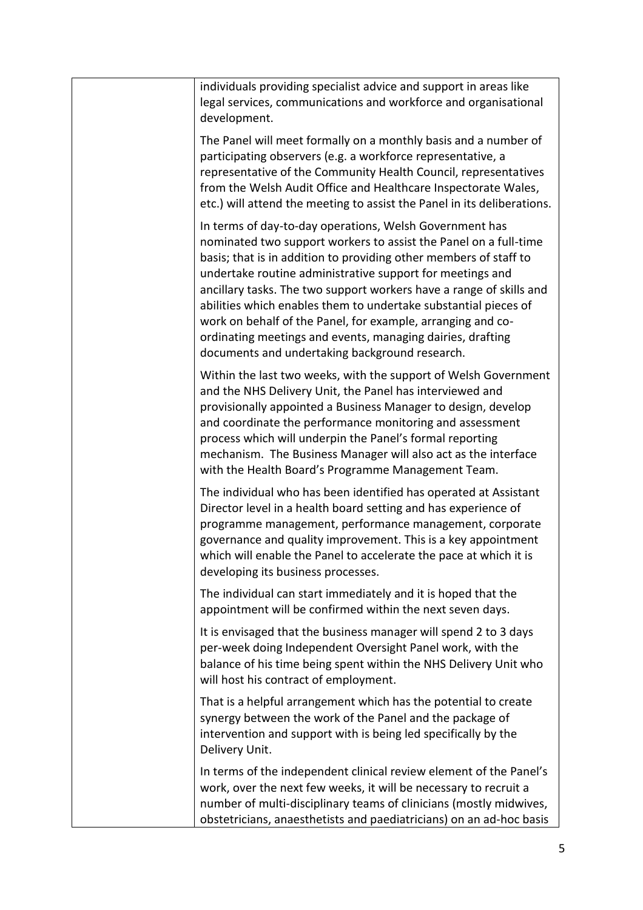| | |
|---|---|
| | individuals providing specialist advice and support in areas like legal services, communications and workforce and organisational development.<br><br>The Panel will meet formally on a monthly basis and a number of participating observers (e.g. a workforce representative, a representative of the Community Health Council, representatives from the Welsh Audit Office and Healthcare Inspectorate Wales, etc.) will attend the meeting to assist the Panel in its deliberations.<br><br>In terms of day-to-day operations, Welsh Government has nominated two support workers to assist the Panel on a full-time basis; that is in addition to providing other members of staff to undertake routine administrative support for meetings and ancillary tasks. The two support workers have a range of skills and abilities which enables them to undertake substantial pieces of work on behalf of the Panel, for example, arranging and co-ordinating meetings and events, managing dairies, drafting documents and undertaking background research.<br><br>Within the last two weeks, with the support of Welsh Government and the NHS Delivery Unit, the Panel has interviewed and provisionally appointed a Business Manager to design, develop and coordinate the performance monitoring and assessment process which will underpin the Panel's formal reporting mechanism. The Business Manager will also act as the interface with the Health Board's Programme Management Team.<br><br>The individual who has been identified has operated at Assistant Director level in a health board setting and has experience of programme management, performance management, corporate governance and quality improvement. This is a key appointment which will enable the Panel to accelerate the pace at which it is developing its business processes.<br><br>The individual can start immediately and it is hoped that the appointment will be confirmed within the next seven days.<br><br>It is envisaged that the business manager will spend 2 to 3 days per-week doing Independent Oversight Panel work, with the balance of his time being spent within the NHS Delivery Unit who will host his contract of employment.<br><br>That is a helpful arrangement which has the potential to create synergy between the work of the Panel and the package of intervention and support with is being led specifically by the Delivery Unit.<br><br>In terms of the independent clinical review element of the Panel's work, over the next few weeks, it will be necessary to recruit a number of multi-disciplinary teams of clinicians (mostly midwives, obstetricians, anaesthetists and paediatricians) on an ad-hoc basis |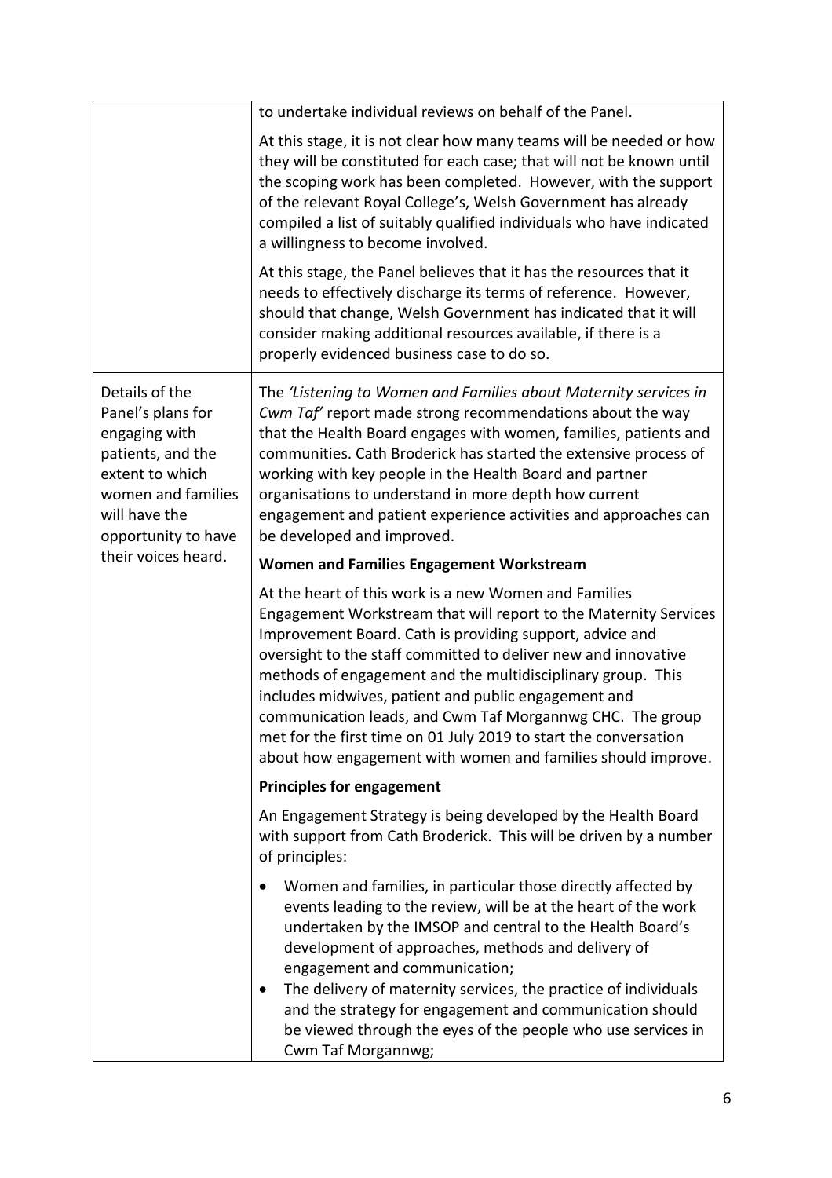| | |
|---|---|
| | to undertake individual reviews on behalf of the Panel.<br><br>At this stage, it is not clear how many teams will be needed or how they will be constituted for each case; that will not be known until the scoping work has been completed. However, with the support of the relevant Royal College's, Welsh Government has already compiled a list of suitably qualified individuals who have indicated a willingness to become involved.<br><br>At this stage, the Panel believes that it has the resources that it needs to effectively discharge its terms of reference. However, should that change, Welsh Government has indicated that it will consider making additional resources available, if there is a properly evidenced business case to do so. |
| Details of the Panel's plans for engaging with patients, and the extent to which women and families will have the opportunity to have their voices heard. | The *'Listening to Women and Families about Maternity services in Cwm Taf'* report made strong recommendations about the way that the Health Board engages with women, families, patients and communities. Cath Broderick has started the extensive process of working with key people in the Health Board and partner organisations to understand in more depth how current engagement and patient experience activities and approaches can be developed and improved.<br><br>**Women and Families Engagement Workstream**<br><br>At the heart of this work is a new Women and Families Engagement Workstream that will report to the Maternity Services Improvement Board. Cath is providing support, advice and oversight to the staff committed to deliver new and innovative methods of engagement and the multidisciplinary group. This includes midwives, patient and public engagement and communication leads, and Cwm Taf Morgannwg CHC. The group met for the first time on 01 July 2019 to start the conversation about how engagement with women and families should improve.<br><br>**Principles for engagement**<br><br>An Engagement Strategy is being developed by the Health Board with support from Cath Broderick. This will be driven by a number of principles:<br><br>• Women and families, in particular those directly affected by events leading to the review, will be at the heart of the work undertaken by the IMSOP and central to the Health Board's development of approaches, methods and delivery of engagement and communication;<br>• The delivery of maternity services, the practice of individuals and the strategy for engagement and communication should be viewed through the eyes of the people who use services in Cwm Taf Morgannwg; |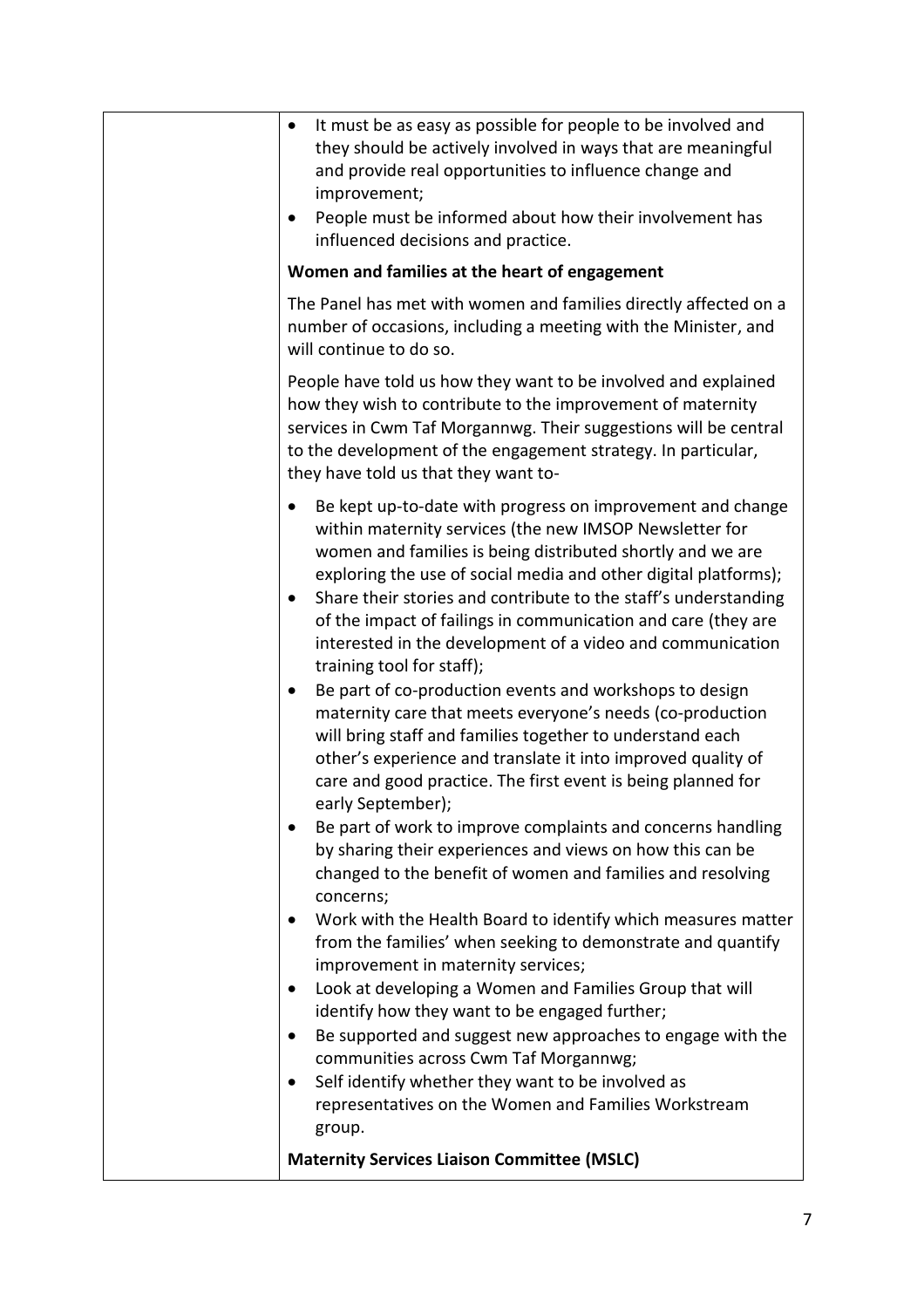- It must be as easy as possible for people to be involved and they should be actively involved in ways that are meaningful and provide real opportunities to influence change and improvement;
- People must be informed about how their involvement has influenced decisions and practice.

**Women and families at the heart of engagement**

The Panel has met with women and families directly affected on a number of occasions, including a meeting with the Minister, and will continue to do so.

People have told us how they want to be involved and explained how they wish to contribute to the improvement of maternity services in Cwm Taf Morgannwg. Their suggestions will be central to the development of the engagement strategy. In particular, they have told us that they want to-

- Be kept up-to-date with progress on improvement and change within maternity services (the new IMSOP Newsletter for women and families is being distributed shortly and we are exploring the use of social media and other digital platforms);
- Share their stories and contribute to the staff's understanding of the impact of failings in communication and care (they are interested in the development of a video and communication training tool for staff);
- Be part of co-production events and workshops to design maternity care that meets everyone's needs (co-production will bring staff and families together to understand each other's experience and translate it into improved quality of care and good practice. The first event is being planned for early September);
- Be part of work to improve complaints and concerns handling by sharing their experiences and views on how this can be changed to the benefit of women and families and resolving concerns;
- Work with the Health Board to identify which measures matter from the families' when seeking to demonstrate and quantify improvement in maternity services;
- Look at developing a Women and Families Group that will identify how they want to be engaged further;
- Be supported and suggest new approaches to engage with the communities across Cwm Taf Morgannwg;
- Self identify whether they want to be involved as representatives on the Women and Families Workstream group.

**Maternity Services Liaison Committee (MSLC)**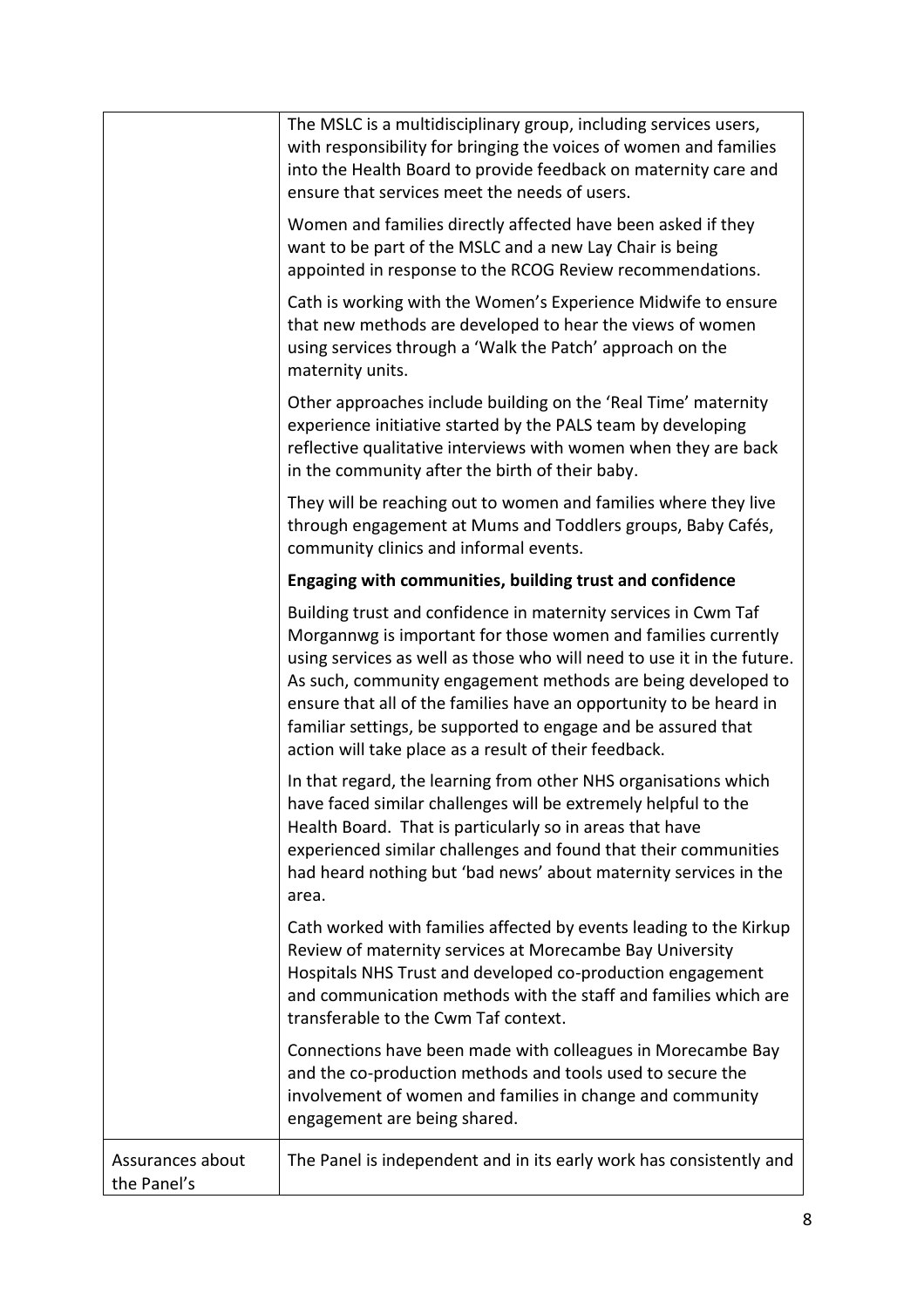| | |
|---|---|
| | The MSLC is a multidisciplinary group, including services users, with responsibility for bringing the voices of women and families into the Health Board to provide feedback on maternity care and ensure that services meet the needs of users.<br><br>Women and families directly affected have been asked if they want to be part of the MSLC and a new Lay Chair is being appointed in response to the RCOG Review recommendations.<br><br>Cath is working with the Women's Experience Midwife to ensure that new methods are developed to hear the views of women using services through a 'Walk the Patch' approach on the maternity units.<br><br>Other approaches include building on the 'Real Time' maternity experience initiative started by the PALS team by developing reflective qualitative interviews with women when they are back in the community after the birth of their baby.<br><br>They will be reaching out to women and families where they live through engagement at Mums and Toddlers groups, Baby Cafés, community clinics and informal events.<br><br>**Engaging with communities, building trust and confidence**<br><br>Building trust and confidence in maternity services in Cwm Taf Morgannwg is important for those women and families currently using services as well as those who will need to use it in the future. As such, community engagement methods are being developed to ensure that all of the families have an opportunity to be heard in familiar settings, be supported to engage and be assured that action will take place as a result of their feedback.<br><br>In that regard, the learning from other NHS organisations which have faced similar challenges will be extremely helpful to the Health Board. That is particularly so in areas that have experienced similar challenges and found that their communities had heard nothing but 'bad news' about maternity services in the area.<br><br>Cath worked with families affected by events leading to the Kirkup Review of maternity services at Morecambe Bay University Hospitals NHS Trust and developed co-production engagement and communication methods with the staff and families which are transferable to the Cwm Taf context.<br><br>Connections have been made with colleagues in Morecambe Bay and the co-production methods and tools used to secure the involvement of women and families in change and community engagement are being shared. |
| Assurances about the Panel's | The Panel is independent and in its early work has consistently and |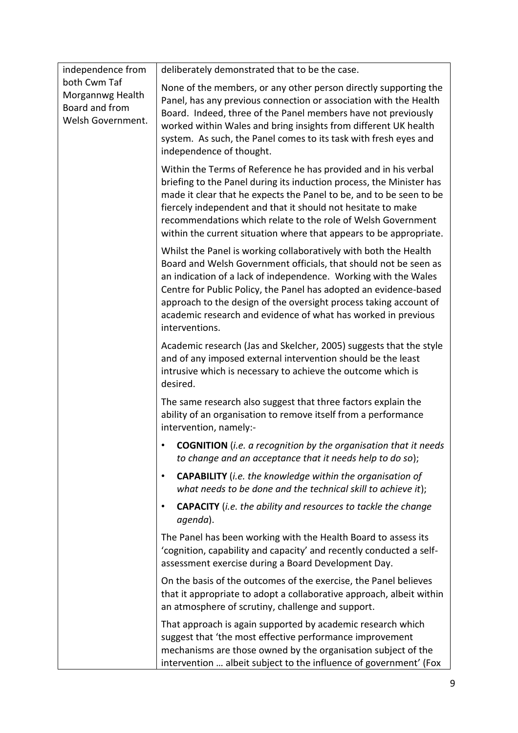| | |
|---|---|
| independence from both Cwm Taf Morgannwg Health Board and from Welsh Government. | deliberately demonstrated that to be the case.<br><br>None of the members, or any other person directly supporting the Panel, has any previous connection or association with the Health Board. Indeed, three of the Panel members have not previously worked within Wales and bring insights from different UK health system. As such, the Panel comes to its task with fresh eyes and independence of thought.<br><br>Within the Terms of Reference he has provided and in his verbal briefing to the Panel during its induction process, the Minister has made it clear that he expects the Panel to be, and to be seen to be fiercely independent and that it should not hesitate to make recommendations which relate to the role of Welsh Government within the current situation where that appears to be appropriate.<br><br>Whilst the Panel is working collaboratively with both the Health Board and Welsh Government officials, that should not be seen as an indication of a lack of independence. Working with the Wales Centre for Public Policy, the Panel has adopted an evidence-based approach to the design of the oversight process taking account of academic research and evidence of what has worked in previous interventions.<br><br>Academic research (Jas and Skelcher, 2005) suggests that the style and of any imposed external intervention should be the least intrusive which is necessary to achieve the outcome which is desired.<br><br>The same research also suggest that three factors explain the ability of an organisation to remove itself from a performance intervention, namely:-<br><br>• **COGNITION** (*i.e. a recognition by the organisation that it needs to change and an acceptance that it needs help to do so*);<br>• **CAPABILITY** (*i.e. the knowledge within the organisation of what needs to be done and the technical skill to achieve it*);<br>• **CAPACITY** (*i.e. the ability and resources to tackle the change agenda*).<br><br>The Panel has been working with the Health Board to assess its 'cognition, capability and capacity' and recently conducted a self-assessment exercise during a Board Development Day.<br><br>On the basis of the outcomes of the exercise, the Panel believes that it appropriate to adopt a collaborative approach, albeit within an atmosphere of scrutiny, challenge and support.<br><br>That approach is again supported by academic research which suggest that 'the most effective performance improvement mechanisms are those owned by the organisation subject of the intervention … albeit subject to the influence of government' (Fox |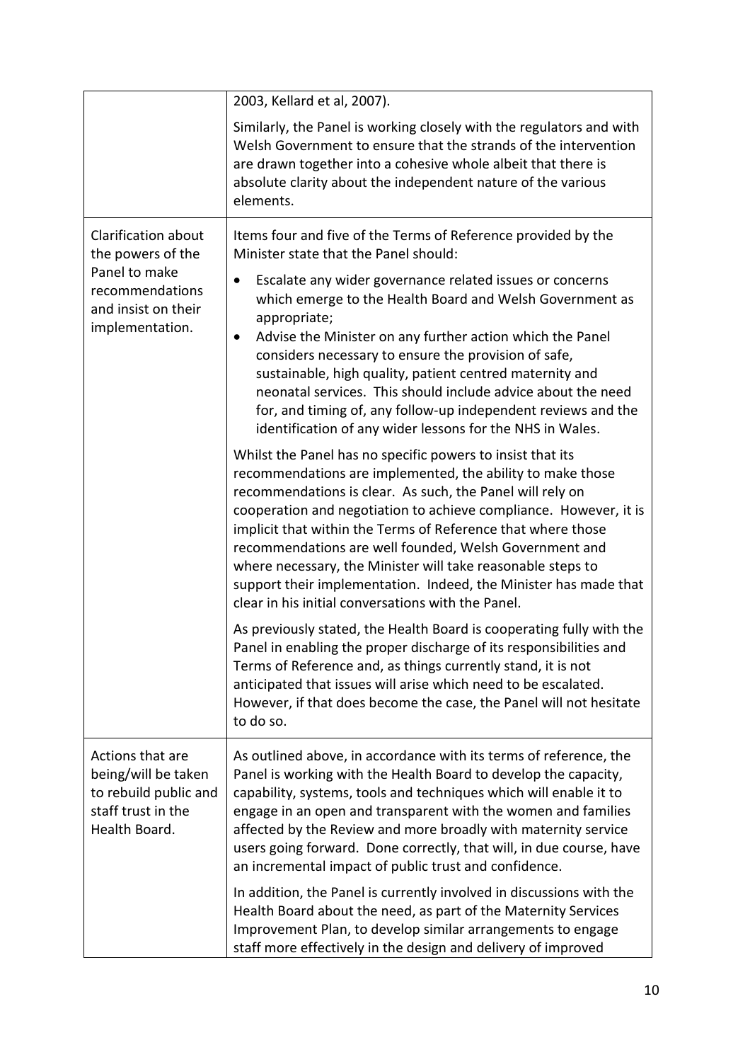| | |
|---|---|
| | 2003, Kellard et al, 2007).<br><br>Similarly, the Panel is working closely with the regulators and with Welsh Government to ensure that the strands of the intervention are drawn together into a cohesive whole albeit that there is absolute clarity about the independent nature of the various elements. |
| Clarification about the powers of the Panel to make recommendations and insist on their implementation. | Items four and five of the Terms of Reference provided by the Minister state that the Panel should:<br><br>• Escalate any wider governance related issues or concerns which emerge to the Health Board and Welsh Government as appropriate;<br>• Advise the Minister on any further action which the Panel considers necessary to ensure the provision of safe, sustainable, high quality, patient centred maternity and neonatal services. This should include advice about the need for, and timing of, any follow-up independent reviews and the identification of any wider lessons for the NHS in Wales.<br><br>Whilst the Panel has no specific powers to insist that its recommendations are implemented, the ability to make those recommendations is clear. As such, the Panel will rely on cooperation and negotiation to achieve compliance. However, it is implicit that within the Terms of Reference that where those recommendations are well founded, Welsh Government and where necessary, the Minister will take reasonable steps to support their implementation. Indeed, the Minister has made that clear in his initial conversations with the Panel.<br><br>As previously stated, the Health Board is cooperating fully with the Panel in enabling the proper discharge of its responsibilities and Terms of Reference and, as things currently stand, it is not anticipated that issues will arise which need to be escalated. However, if that does become the case, the Panel will not hesitate to do so. |
| Actions that are being/will be taken to rebuild public and staff trust in the Health Board. | As outlined above, in accordance with its terms of reference, the Panel is working with the Health Board to develop the capacity, capability, systems, tools and techniques which will enable it to engage in an open and transparent with the women and families affected by the Review and more broadly with maternity service users going forward. Done correctly, that will, in due course, have an incremental impact of public trust and confidence.<br><br>In addition, the Panel is currently involved in discussions with the Health Board about the need, as part of the Maternity Services Improvement Plan, to develop similar arrangements to engage staff more effectively in the design and delivery of improved |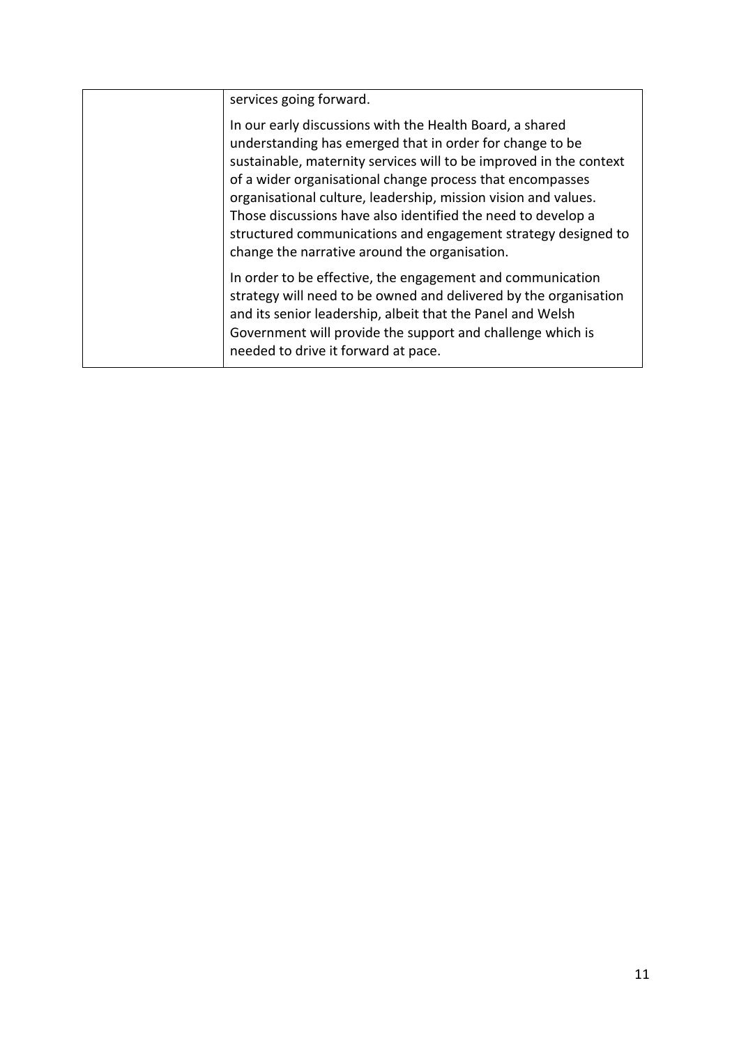| | |
|---|---|
| | services going forward.<br><br>In our early discussions with the Health Board, a shared understanding has emerged that in order for change to be sustainable, maternity services will to be improved in the context of a wider organisational change process that encompasses organisational culture, leadership, mission vision and values. Those discussions have also identified the need to develop a structured communications and engagement strategy designed to change the narrative around the organisation.<br><br>In order to be effective, the engagement and communication strategy will need to be owned and delivered by the organisation and its senior leadership, albeit that the Panel and Welsh Government will provide the support and challenge which is needed to drive it forward at pace. |